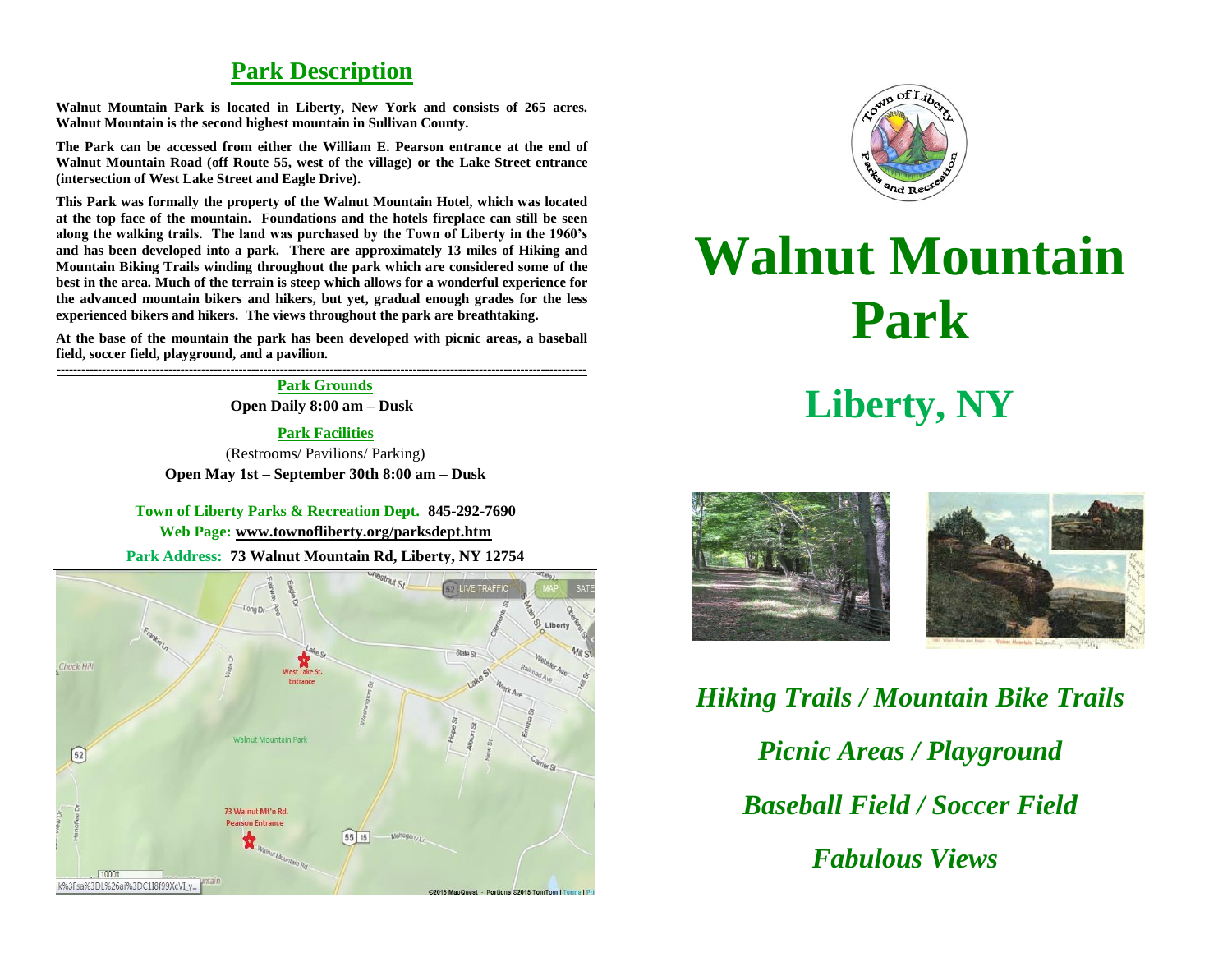## Park Description

**Walnut Mountain Park is located in Liberty, New York and consists of 265 acres. Walnut Mountain is the second highest mountain in Sullivan County.**

**The Park can be accessed from either the William E. Pearson entrance at the end of Walnut Mountain Road (off Route 55, west of the village) or the Lake Street entrance (intersection of West Lake Street and Eagle Drive).**

**This Park was formally the property of the Walnut Mountain Hotel, which was located at the top face of the mountain. Foundations and the hotels fireplace can still be seen along the walking trails. The land was purchased by the Town of Liberty in the 1960's and has been developed into a park. There are approximately 13 miles of Hiking and Mountain Biking Trails winding throughout the park which are considered some of the best in the area. Much of the terrain is steep which allows for a wonderful experience for the advanced mountain bikers and hikers, but yet, gradual enough grades for the less experienced bikers and hikers. The views throughout the park are breathtaking.**

**At the base of the mountain the park has been developed with picnic areas, a baseball field, soccer field, playground, and a pavilion.**

---

**Park Grounds**

**Open Daily 8:00 am – Dusk**

**Park Facilities**

(Restrooms/ Pavilions/ Parking)

**Open May 1st – September 30th 8:00 am – Dusk**

**Town of Liberty Parks & Recreation Dept. 845-292-7690**

**Web Page: www.townofliberty.org/parksdept.htm**

**Park Address: 73 Walnut Mountain Rd, Liberty, NY 12754**

Town of Liberty Parks and Recreation

# Walnut Mountain Park

## Liberty, NY

***Hiking Trails / Mountain Bike Trails***

***Picnic Areas / Playground***

***Baseball Field / Soccer Field***

***Fabulous Views***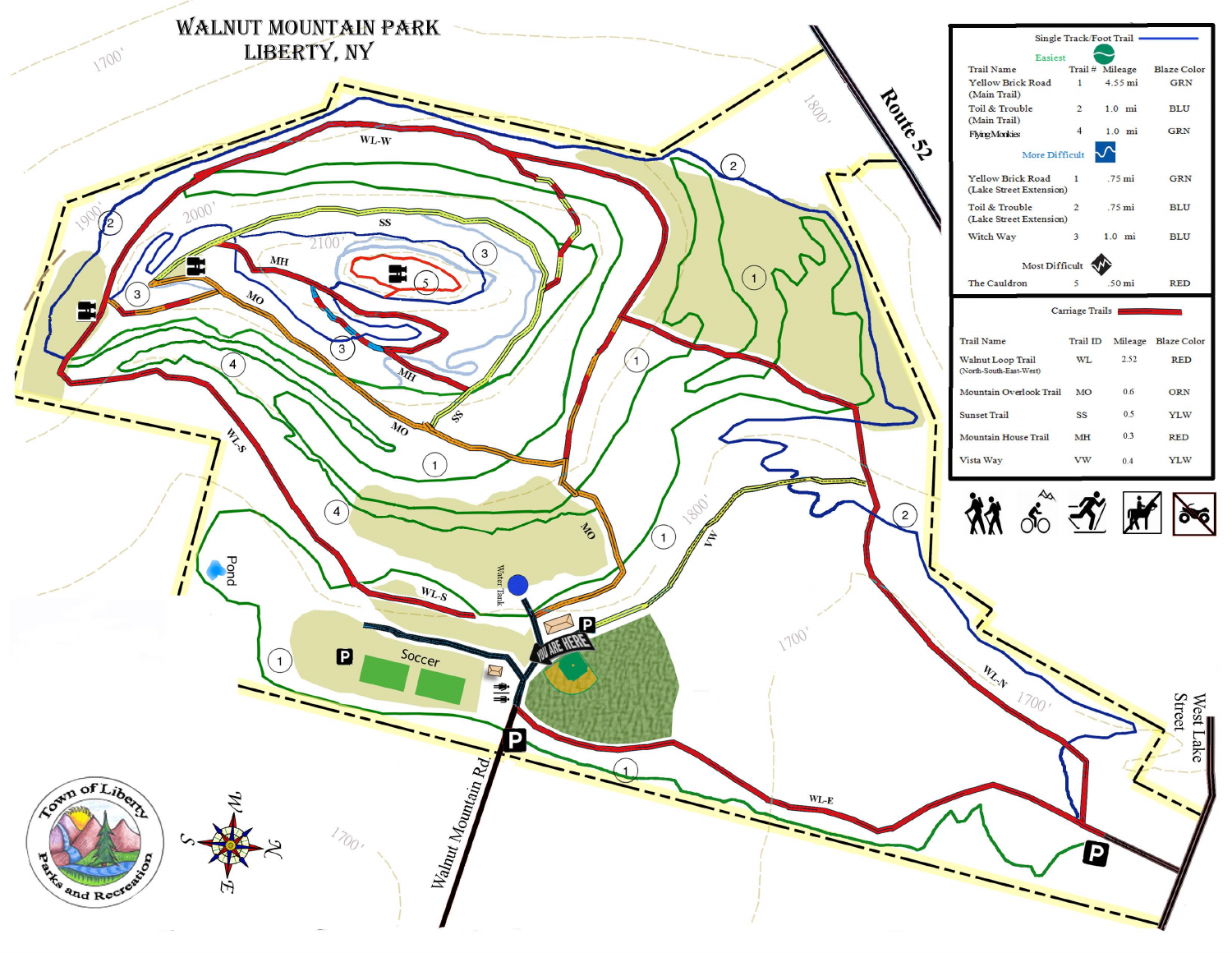# WALNUT MOUNTAIN PARK
# LIBERTY, NY

Single Track/Foot Trail

**Easiest**

| Trail Name | Trail # | Mileage | Blaze Color |
|---|---|---|---|
| Yellow Brick Road (Main Trail) | 1 | 4.55 mi | GRN |
| Toil & Trouble (Main Trail) | 2 | 1.0 mi | BLU |
| Flying Monkies | 4 | 1.0 mi | GRN |

**More Difficult**

| Trail Name | Trail # | Mileage | Blaze Color |
|---|---|---|---|
| Yellow Brick Road (Lake Street Extension) | 1 | .75 mi | GRN |
| Toil & Trouble (Lake Street Extension) | 2 | .75 mi | BLU |
| Witch Way | 3 | 1.0 mi | BLU |

**Most Difficult**

| Trail Name | Trail # | Mileage | Blaze Color |
|---|---|---|---|
| The Cauldron | 5 | .50 mi | RED |

Carriage Trails

| Trail Name | Trail ID | Mileage | Blaze Color |
|---|---|---|---|
| Walnut Loop Trail (North-South-East-West) | WL | 2.52 | RED |
| Mountain Overlook Trail | MO | 0.6 | ORN |
| Sunset Trail | SS | 0.5 | YLW |
| Mountain House Trail | MH | 0.3 | RED |
| Vista Way | VW | 0.4 | YLW |

Route 52

West Lake Street

Walnut Mountain Rd

Soccer

Pond

Water Tank

YOU ARE HERE

WL-W WL-S WL-N WL-E MO MH SS VW

1700' 1800' 1900' 2000' 2100'

Town of Liberty Parks and Recreation